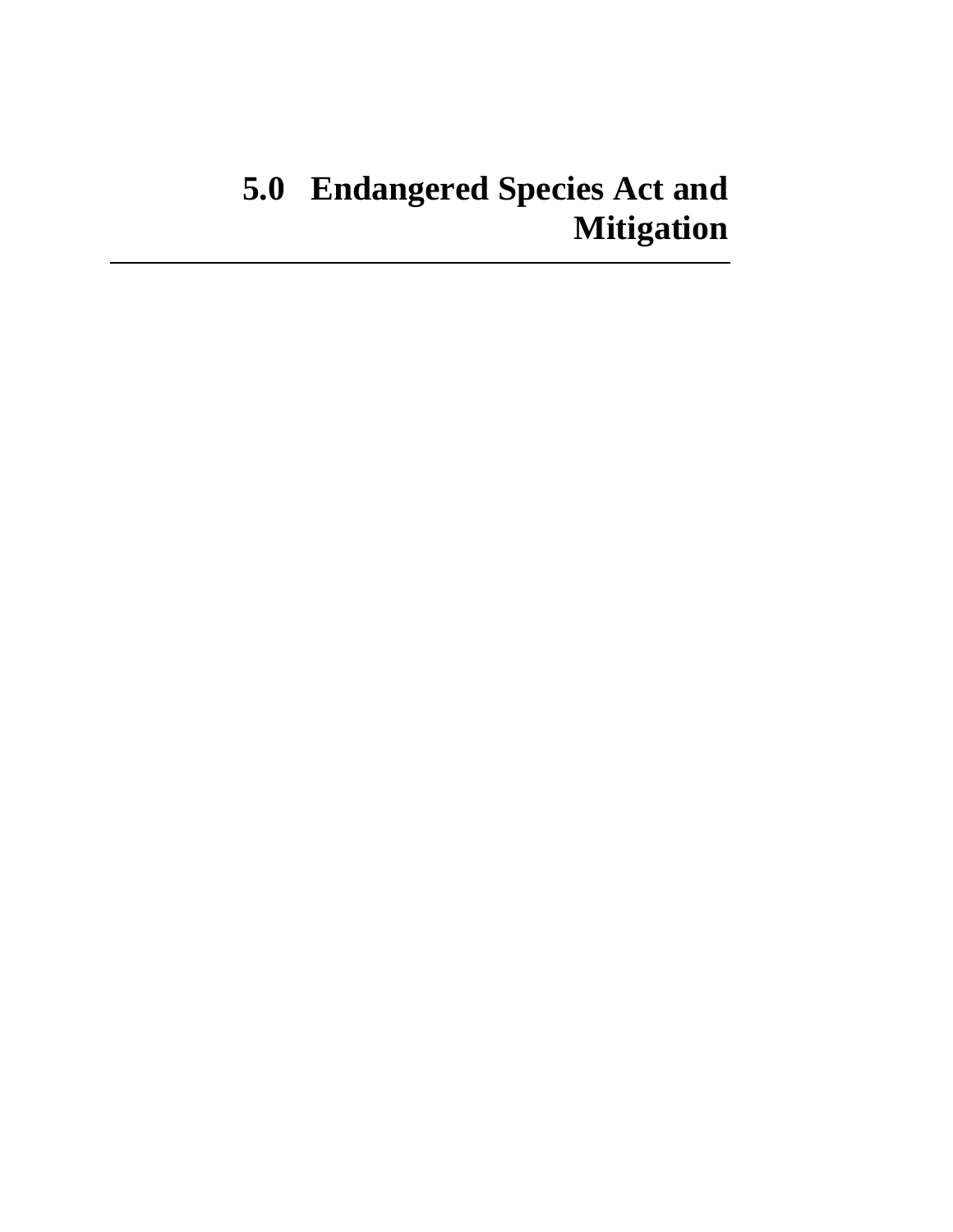# 5.0 Endangered Species Act and Mitigation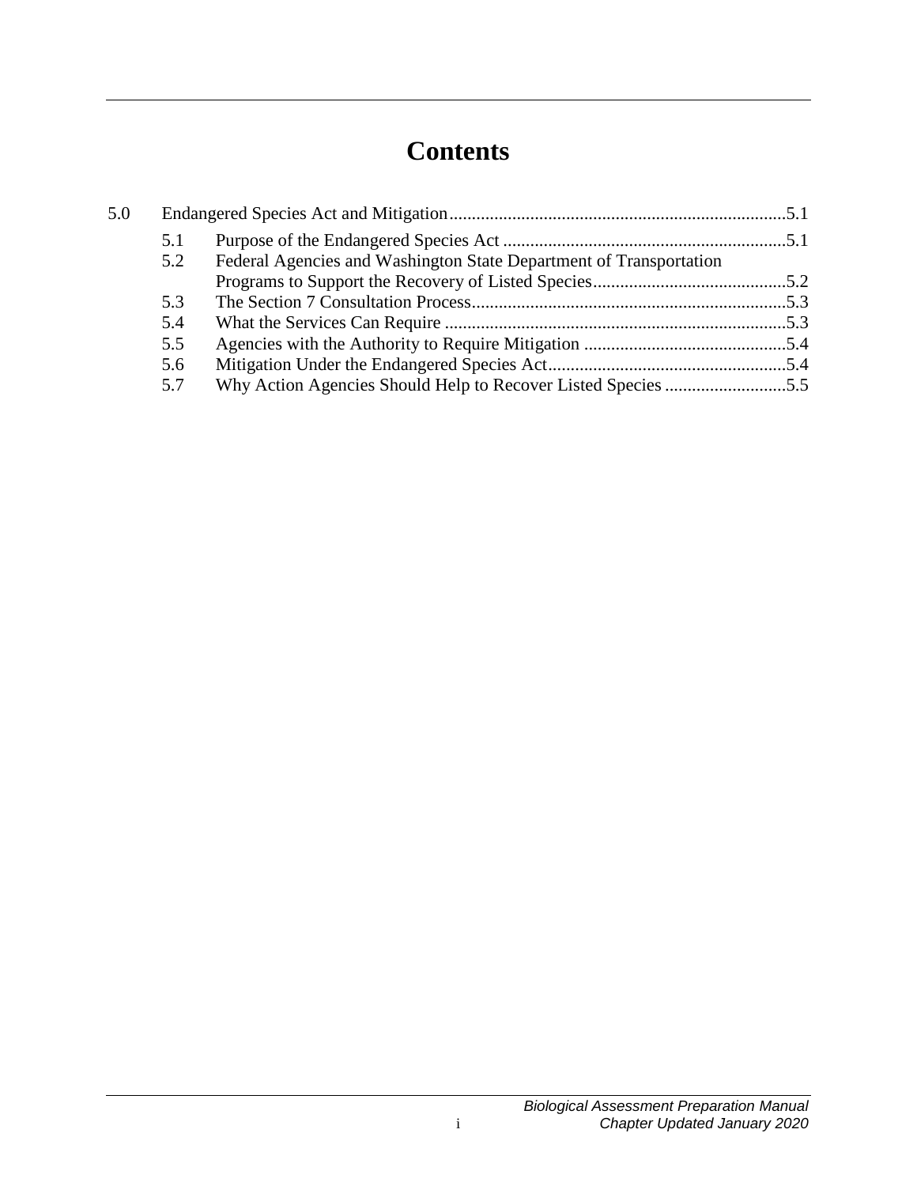# Contents

5.0 Endangered Species Act and Mitigation .......... 5.1

- 5.1 Purpose of the Endangered Species Act .......... 5.1
- 5.2 Federal Agencies and Washington State Department of Transportation Programs to Support the Recovery of Listed Species .......... 5.2
- 5.3 The Section 7 Consultation Process .......... 5.3
- 5.4 What the Services Can Require .......... 5.3
- 5.5 Agencies with the Authority to Require Mitigation .......... 5.4
- 5.6 Mitigation Under the Endangered Species Act .......... 5.4
- 5.7 Why Action Agencies Should Help to Recover Listed Species .......... 5.5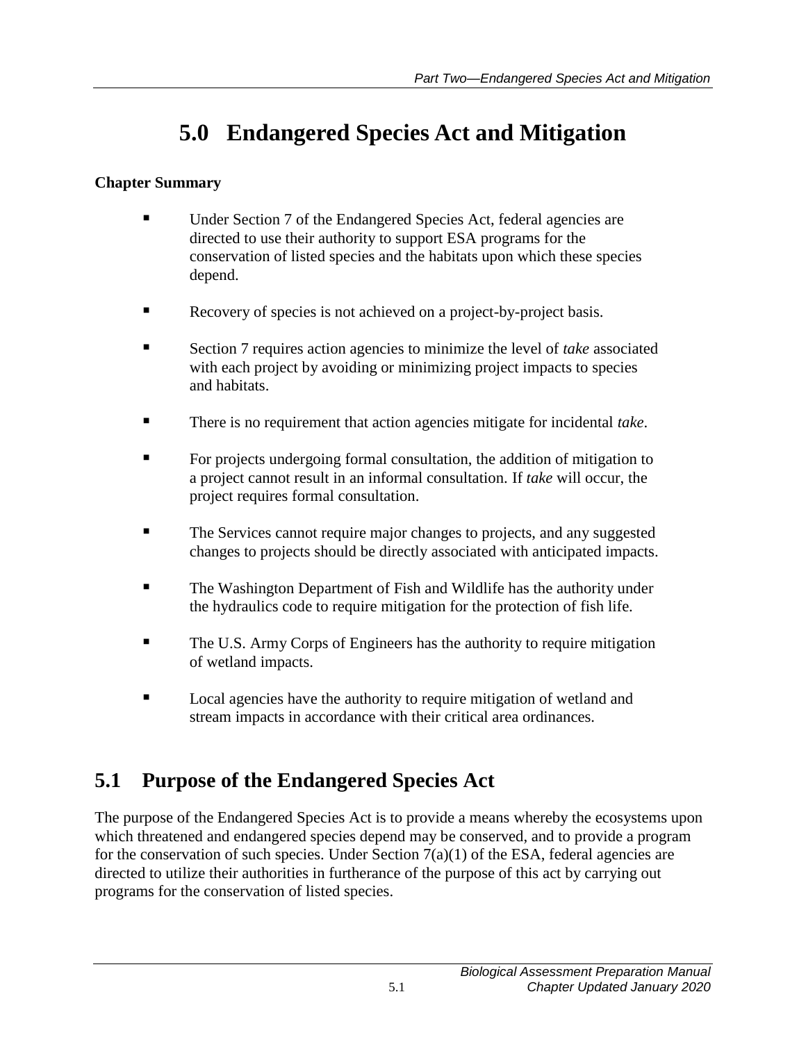# 5.0 Endangered Species Act and Mitigation

**Chapter Summary**

- Under Section 7 of the Endangered Species Act, federal agencies are directed to use their authority to support ESA programs for the conservation of listed species and the habitats upon which these species depend.
- Recovery of species is not achieved on a project-by-project basis.
- Section 7 requires action agencies to minimize the level of *take* associated with each project by avoiding or minimizing project impacts to species and habitats.
- There is no requirement that action agencies mitigate for incidental *take*.
- For projects undergoing formal consultation, the addition of mitigation to a project cannot result in an informal consultation. If *take* will occur, the project requires formal consultation.
- The Services cannot require major changes to projects, and any suggested changes to projects should be directly associated with anticipated impacts.
- The Washington Department of Fish and Wildlife has the authority under the hydraulics code to require mitigation for the protection of fish life.
- The U.S. Army Corps of Engineers has the authority to require mitigation of wetland impacts.
- Local agencies have the authority to require mitigation of wetland and stream impacts in accordance with their critical area ordinances.

## 5.1 Purpose of the Endangered Species Act

The purpose of the Endangered Species Act is to provide a means whereby the ecosystems upon which threatened and endangered species depend may be conserved, and to provide a program for the conservation of such species. Under Section 7(a)(1) of the ESA, federal agencies are directed to utilize their authorities in furtherance of the purpose of this act by carrying out programs for the conservation of listed species.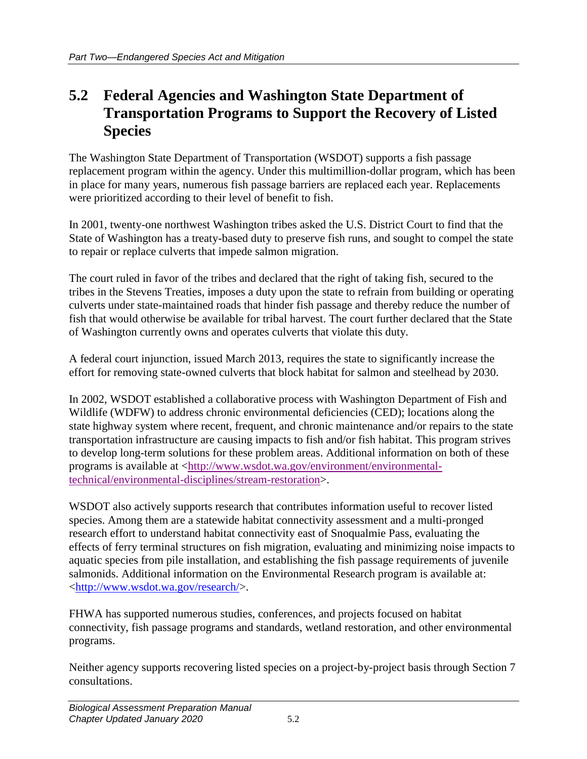## 5.2 Federal Agencies and Washington State Department of Transportation Programs to Support the Recovery of Listed Species

The Washington State Department of Transportation (WSDOT) supports a fish passage replacement program within the agency. Under this multimillion-dollar program, which has been in place for many years, numerous fish passage barriers are replaced each year. Replacements were prioritized according to their level of benefit to fish.

In 2001, twenty-one northwest Washington tribes asked the U.S. District Court to find that the State of Washington has a treaty-based duty to preserve fish runs, and sought to compel the state to repair or replace culverts that impede salmon migration.

The court ruled in favor of the tribes and declared that the right of taking fish, secured to the tribes in the Stevens Treaties, imposes a duty upon the state to refrain from building or operating culverts under state-maintained roads that hinder fish passage and thereby reduce the number of fish that would otherwise be available for tribal harvest. The court further declared that the State of Washington currently owns and operates culverts that violate this duty.

A federal court injunction, issued March 2013, requires the state to significantly increase the effort for removing state-owned culverts that block habitat for salmon and steelhead by 2030.

In 2002, WSDOT established a collaborative process with Washington Department of Fish and Wildlife (WDFW) to address chronic environmental deficiencies (CED); locations along the state highway system where recent, frequent, and chronic maintenance and/or repairs to the state transportation infrastructure are causing impacts to fish and/or fish habitat. This program strives to develop long-term solutions for these problem areas. Additional information on both of these programs is available at <http://www.wsdot.wa.gov/environment/environmental-technical/environmental-disciplines/stream-restoration>.

WSDOT also actively supports research that contributes information useful to recover listed species. Among them are a statewide habitat connectivity assessment and a multi-pronged research effort to understand habitat connectivity east of Snoqualmie Pass, evaluating the effects of ferry terminal structures on fish migration, evaluating and minimizing noise impacts to aquatic species from pile installation, and establishing the fish passage requirements of juvenile salmonids. Additional information on the Environmental Research program is available at: <http://www.wsdot.wa.gov/research/>.

FHWA has supported numerous studies, conferences, and projects focused on habitat connectivity, fish passage programs and standards, wetland restoration, and other environmental programs.

Neither agency supports recovering listed species on a project-by-project basis through Section 7 consultations.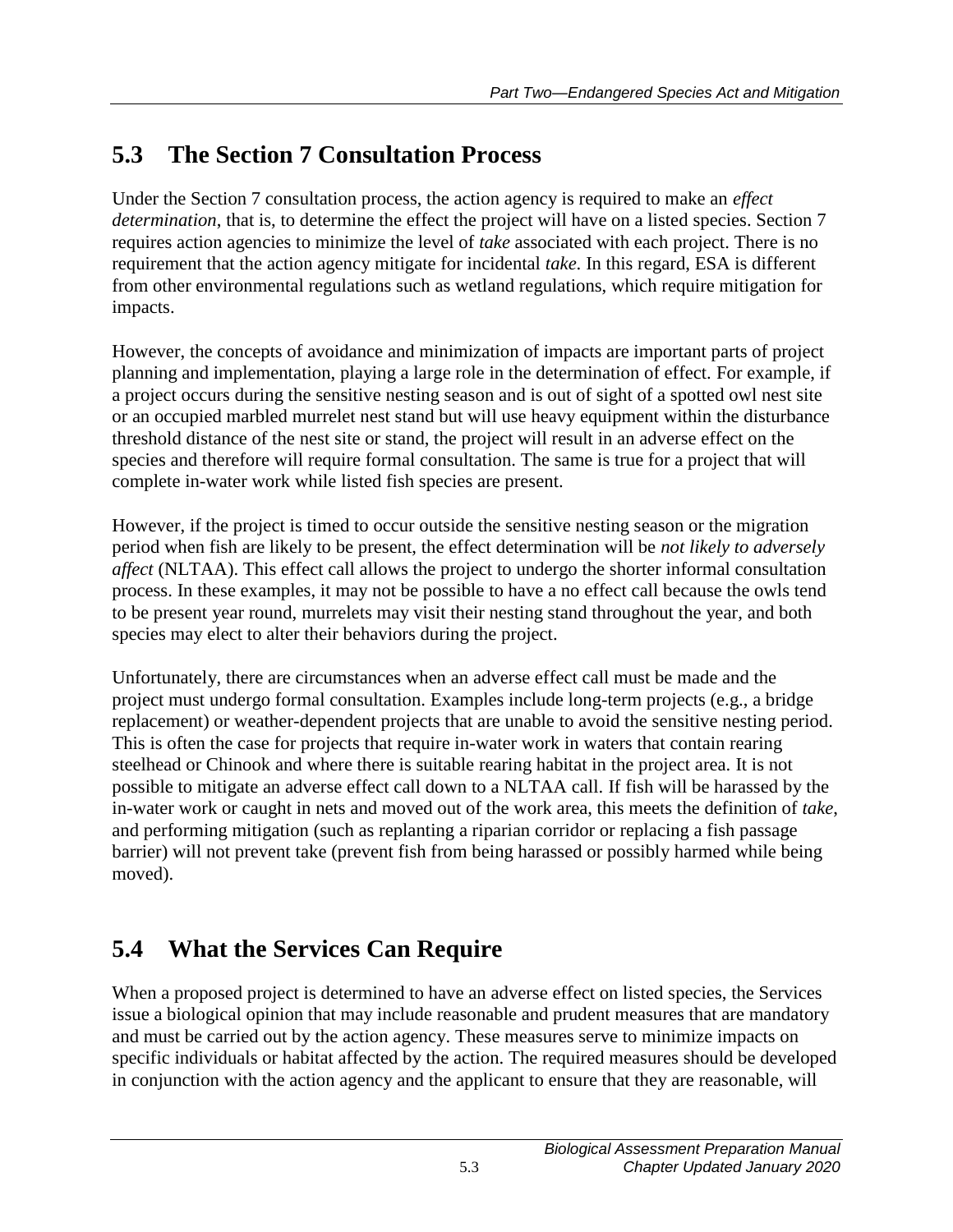## 5.3 The Section 7 Consultation Process

Under the Section 7 consultation process, the action agency is required to make an *effect determination*, that is, to determine the effect the project will have on a listed species. Section 7 requires action agencies to minimize the level of *take* associated with each project. There is no requirement that the action agency mitigate for incidental *take*. In this regard, ESA is different from other environmental regulations such as wetland regulations, which require mitigation for impacts.

However, the concepts of avoidance and minimization of impacts are important parts of project planning and implementation, playing a large role in the determination of effect. For example, if a project occurs during the sensitive nesting season and is out of sight of a spotted owl nest site or an occupied marbled murrelet nest stand but will use heavy equipment within the disturbance threshold distance of the nest site or stand, the project will result in an adverse effect on the species and therefore will require formal consultation. The same is true for a project that will complete in-water work while listed fish species are present.

However, if the project is timed to occur outside the sensitive nesting season or the migration period when fish are likely to be present, the effect determination will be *not likely to adversely affect* (NLTAA). This effect call allows the project to undergo the shorter informal consultation process. In these examples, it may not be possible to have a no effect call because the owls tend to be present year round, murrelets may visit their nesting stand throughout the year, and both species may elect to alter their behaviors during the project.

Unfortunately, there are circumstances when an adverse effect call must be made and the project must undergo formal consultation. Examples include long-term projects (e.g., a bridge replacement) or weather-dependent projects that are unable to avoid the sensitive nesting period. This is often the case for projects that require in-water work in waters that contain rearing steelhead or Chinook and where there is suitable rearing habitat in the project area. It is not possible to mitigate an adverse effect call down to a NLTAA call. If fish will be harassed by the in-water work or caught in nets and moved out of the work area, this meets the definition of *take*, and performing mitigation (such as replanting a riparian corridor or replacing a fish passage barrier) will not prevent take (prevent fish from being harassed or possibly harmed while being moved).

## 5.4 What the Services Can Require

When a proposed project is determined to have an adverse effect on listed species, the Services issue a biological opinion that may include reasonable and prudent measures that are mandatory and must be carried out by the action agency. These measures serve to minimize impacts on specific individuals or habitat affected by the action. The required measures should be developed in conjunction with the action agency and the applicant to ensure that they are reasonable, will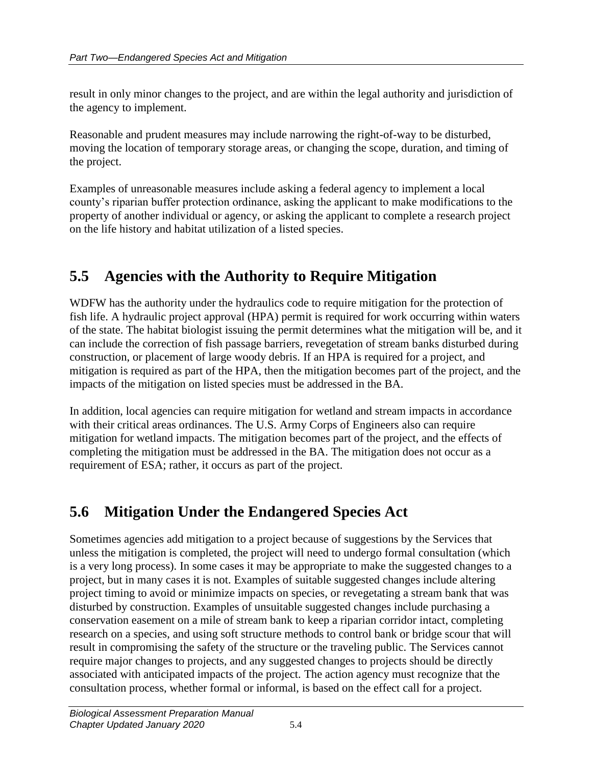result in only minor changes to the project, and are within the legal authority and jurisdiction of the agency to implement.

Reasonable and prudent measures may include narrowing the right-of-way to be disturbed, moving the location of temporary storage areas, or changing the scope, duration, and timing of the project.

Examples of unreasonable measures include asking a federal agency to implement a local county's riparian buffer protection ordinance, asking the applicant to make modifications to the property of another individual or agency, or asking the applicant to complete a research project on the life history and habitat utilization of a listed species.

## 5.5 Agencies with the Authority to Require Mitigation

WDFW has the authority under the hydraulics code to require mitigation for the protection of fish life. A hydraulic project approval (HPA) permit is required for work occurring within waters of the state. The habitat biologist issuing the permit determines what the mitigation will be, and it can include the correction of fish passage barriers, revegetation of stream banks disturbed during construction, or placement of large woody debris. If an HPA is required for a project, and mitigation is required as part of the HPA, then the mitigation becomes part of the project, and the impacts of the mitigation on listed species must be addressed in the BA.

In addition, local agencies can require mitigation for wetland and stream impacts in accordance with their critical areas ordinances. The U.S. Army Corps of Engineers also can require mitigation for wetland impacts. The mitigation becomes part of the project, and the effects of completing the mitigation must be addressed in the BA. The mitigation does not occur as a requirement of ESA; rather, it occurs as part of the project.

## 5.6 Mitigation Under the Endangered Species Act

Sometimes agencies add mitigation to a project because of suggestions by the Services that unless the mitigation is completed, the project will need to undergo formal consultation (which is a very long process). In some cases it may be appropriate to make the suggested changes to a project, but in many cases it is not. Examples of suitable suggested changes include altering project timing to avoid or minimize impacts on species, or revegetating a stream bank that was disturbed by construction. Examples of unsuitable suggested changes include purchasing a conservation easement on a mile of stream bank to keep a riparian corridor intact, completing research on a species, and using soft structure methods to control bank or bridge scour that will result in compromising the safety of the structure or the traveling public. The Services cannot require major changes to projects, and any suggested changes to projects should be directly associated with anticipated impacts of the project. The action agency must recognize that the consultation process, whether formal or informal, is based on the effect call for a project.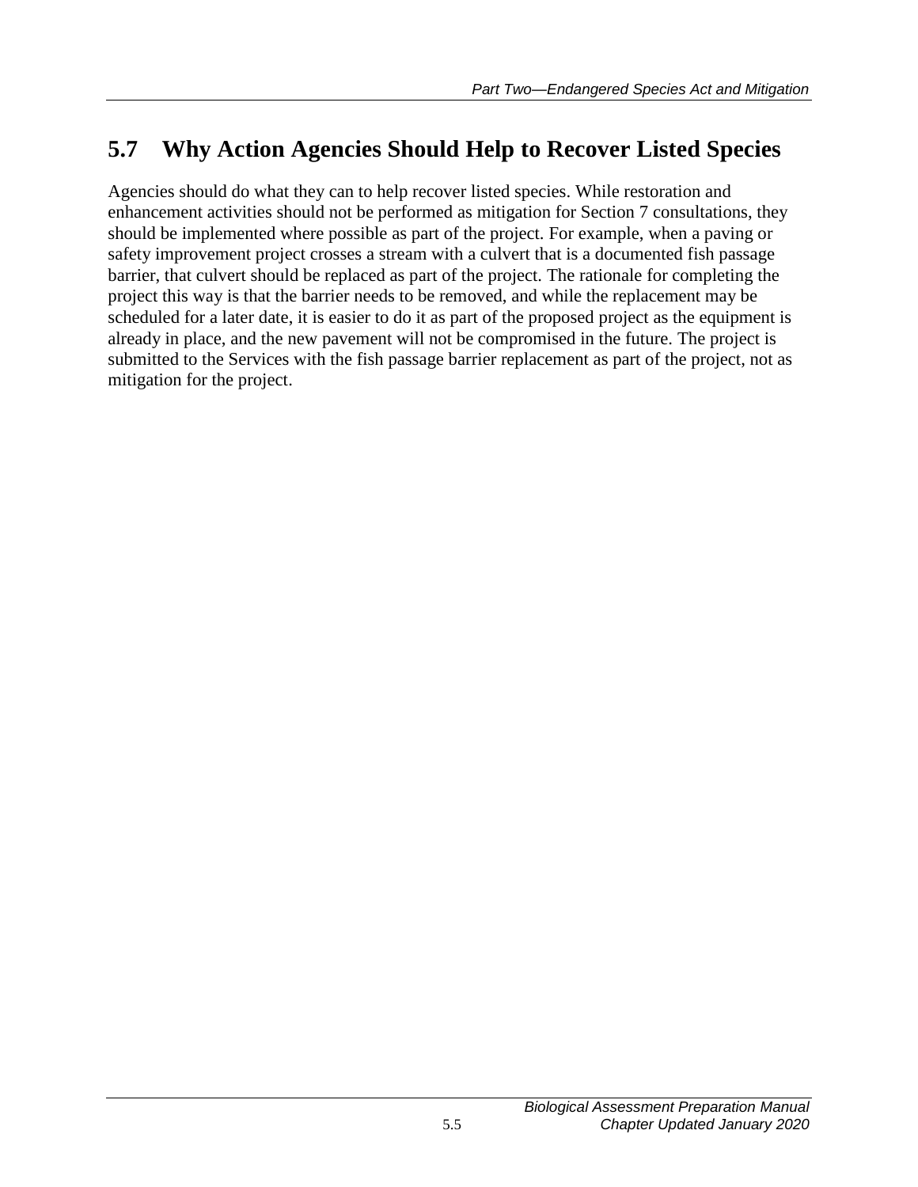## 5.7 Why Action Agencies Should Help to Recover Listed Species

Agencies should do what they can to help recover listed species. While restoration and enhancement activities should not be performed as mitigation for Section 7 consultations, they should be implemented where possible as part of the project. For example, when a paving or safety improvement project crosses a stream with a culvert that is a documented fish passage barrier, that culvert should be replaced as part of the project. The rationale for completing the project this way is that the barrier needs to be removed, and while the replacement may be scheduled for a later date, it is easier to do it as part of the proposed project as the equipment is already in place, and the new pavement will not be compromised in the future. The project is submitted to the Services with the fish passage barrier replacement as part of the project, not as mitigation for the project.